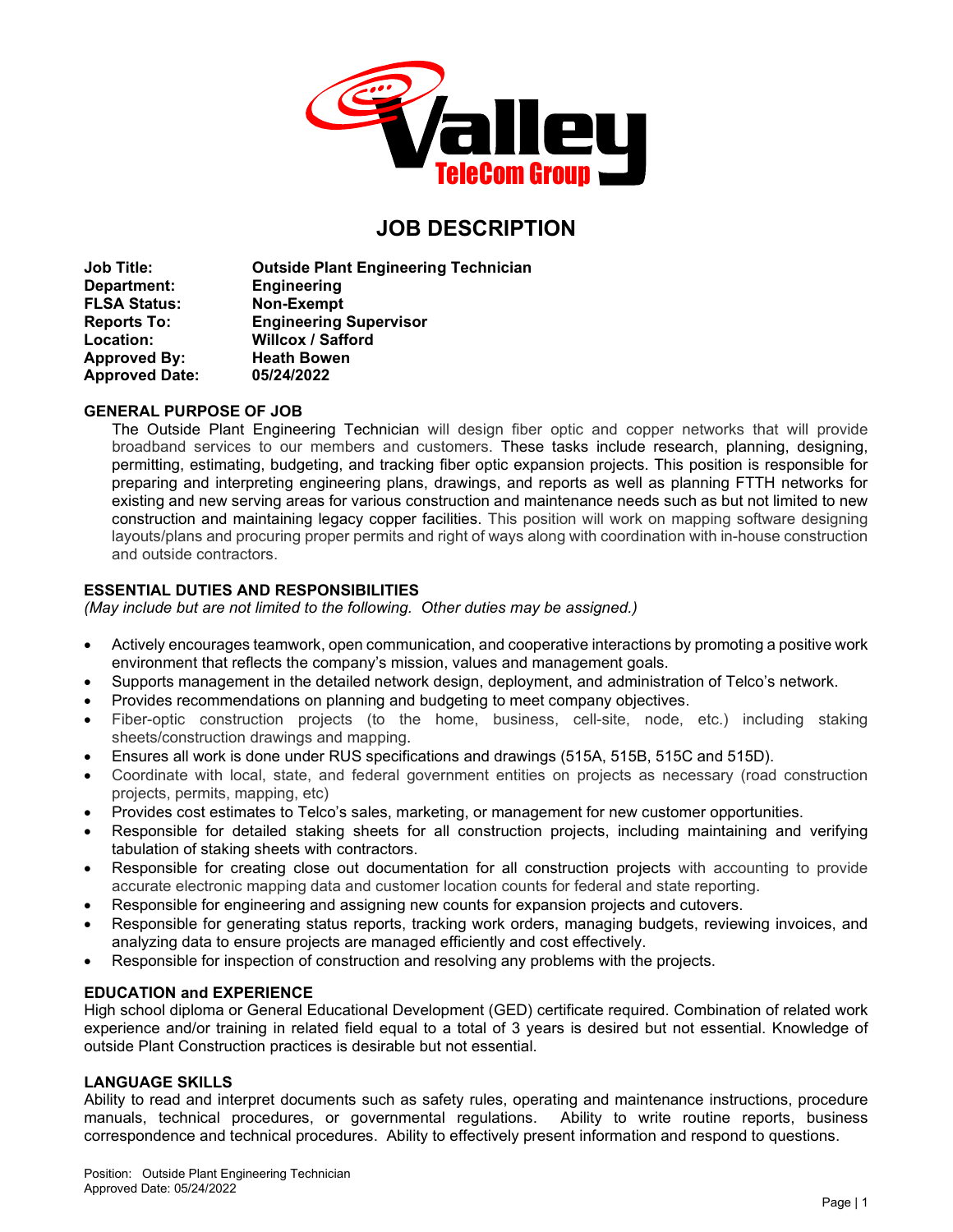# JOB DESCRIPTION

**Job Title:** Outside Plant Engineering Technician
**Department:** Engineering
**FLSA Status:** Non-Exempt
**Reports To:** Engineering Supervisor
**Location:** Willcox / Safford
**Approved By:** Heath Bowen
**Approved Date:** 05/24/2022

## GENERAL PURPOSE OF JOB

The Outside Plant Engineering Technician will design fiber optic and copper networks that will provide broadband services to our members and customers. These tasks include research, planning, designing, permitting, estimating, budgeting, and tracking fiber optic expansion projects. This position is responsible for preparing and interpreting engineering plans, drawings, and reports as well as planning FTTH networks for existing and new serving areas for various construction and maintenance needs such as but not limited to new construction and maintaining legacy copper facilities. This position will work on mapping software designing layouts/plans and procuring proper permits and right of ways along with coordination with in-house construction and outside contractors.

## ESSENTIAL DUTIES AND RESPONSIBILITIES

*(May include but are not limited to the following. Other duties may be assigned.)*

- Actively encourages teamwork, open communication, and cooperative interactions by promoting a positive work environment that reflects the company's mission, values and management goals.
- Supports management in the detailed network design, deployment, and administration of Telco's network.
- Provides recommendations on planning and budgeting to meet company objectives.
- Fiber-optic construction projects (to the home, business, cell-site, node, etc.) including staking sheets/construction drawings and mapping.
- Ensures all work is done under RUS specifications and drawings (515A, 515B, 515C and 515D).
- Coordinate with local, state, and federal government entities on projects as necessary (road construction projects, permits, mapping, etc)
- Provides cost estimates to Telco's sales, marketing, or management for new customer opportunities.
- Responsible for detailed staking sheets for all construction projects, including maintaining and verifying tabulation of staking sheets with contractors.
- Responsible for creating close out documentation for all construction projects with accounting to provide accurate electronic mapping data and customer location counts for federal and state reporting.
- Responsible for engineering and assigning new counts for expansion projects and cutovers.
- Responsible for generating status reports, tracking work orders, managing budgets, reviewing invoices, and analyzing data to ensure projects are managed efficiently and cost effectively.
- Responsible for inspection of construction and resolving any problems with the projects.

## EDUCATION and EXPERIENCE

High school diploma or General Educational Development (GED) certificate required. Combination of related work experience and/or training in related field equal to a total of 3 years is desired but not essential. Knowledge of outside Plant Construction practices is desirable but not essential.

## LANGUAGE SKILLS

Ability to read and interpret documents such as safety rules, operating and maintenance instructions, procedure manuals, technical procedures, or governmental regulations. Ability to write routine reports, business correspondence and technical procedures. Ability to effectively present information and respond to questions.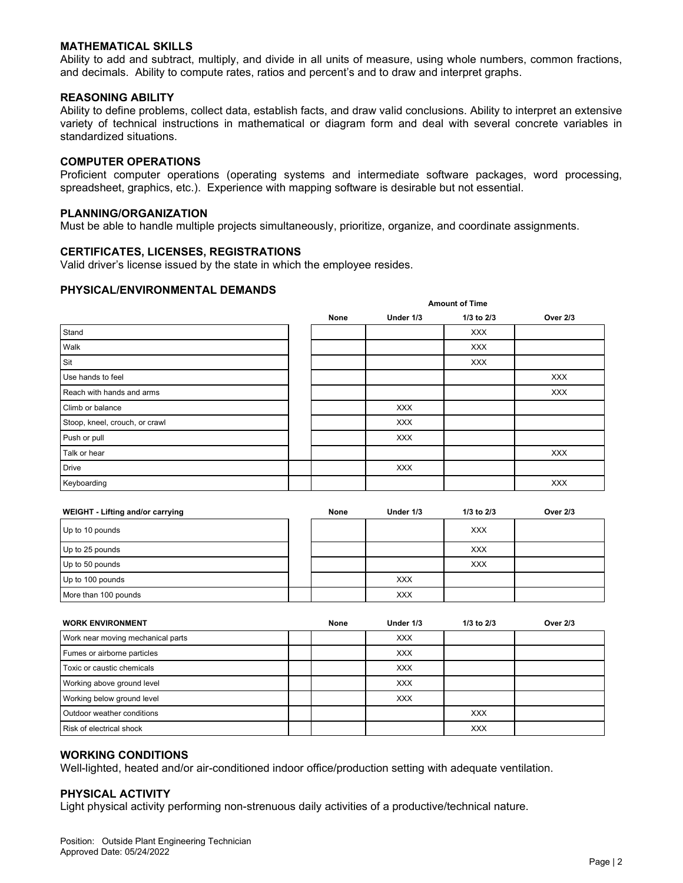### MATHEMATICAL SKILLS

Ability to add and subtract, multiply, and divide in all units of measure, using whole numbers, common fractions, and decimals. Ability to compute rates, ratios and percent's and to draw and interpret graphs.

### REASONING ABILITY

Ability to define problems, collect data, establish facts, and draw valid conclusions. Ability to interpret an extensive variety of technical instructions in mathematical or diagram form and deal with several concrete variables in standardized situations.

### COMPUTER OPERATIONS

Proficient computer operations (operating systems and intermediate software packages, word processing, spreadsheet, graphics, etc.). Experience with mapping software is desirable but not essential.

### PLANNING/ORGANIZATION

Must be able to handle multiple projects simultaneously, prioritize, organize, and coordinate assignments.

### CERTIFICATES, LICENSES, REGISTRATIONS

Valid driver's license issued by the state in which the employee resides.

### PHYSICAL/ENVIRONMENTAL DEMANDS

| | Amount of Time | | | |
|---|---|---|---|---|
| | None | Under 1/3 | 1/3 to 2/3 | Over 2/3 |
| Stand | | | XXX | |
| Walk | | | XXX | |
| Sit | | | XXX | |
| Use hands to feel | | | | XXX |
| Reach with hands and arms | | | | XXX |
| Climb or balance | | XXX | | |
| Stoop, kneel, crouch, or crawl | | XXX | | |
| Push or pull | | XXX | | |
| Talk or hear | | | | XXX |
| Drive | | XXX | | |
| Keyboarding | | | | XXX |

| WEIGHT - Lifting and/or carrying | None | Under 1/3 | 1/3 to 2/3 | Over 2/3 |
|---|---|---|---|---|
| Up to 10 pounds | | | XXX | |
| Up to 25 pounds | | | XXX | |
| Up to 50 pounds | | | XXX | |
| Up to 100 pounds | | XXX | | |
| More than 100 pounds | | XXX | | |

| WORK ENVIRONMENT | None | Under 1/3 | 1/3 to 2/3 | Over 2/3 |
|---|---|---|---|---|
| Work near moving mechanical parts | | XXX | | |
| Fumes or airborne particles | | XXX | | |
| Toxic or caustic chemicals | | XXX | | |
| Working above ground level | | XXX | | |
| Working below ground level | | XXX | | |
| Outdoor weather conditions | | | XXX | |
| Risk of electrical shock | | | XXX | |

### WORKING CONDITIONS

Well-lighted, heated and/or air-conditioned indoor office/production setting with adequate ventilation.

### PHYSICAL ACTIVITY

Light physical activity performing non-strenuous daily activities of a productive/technical nature.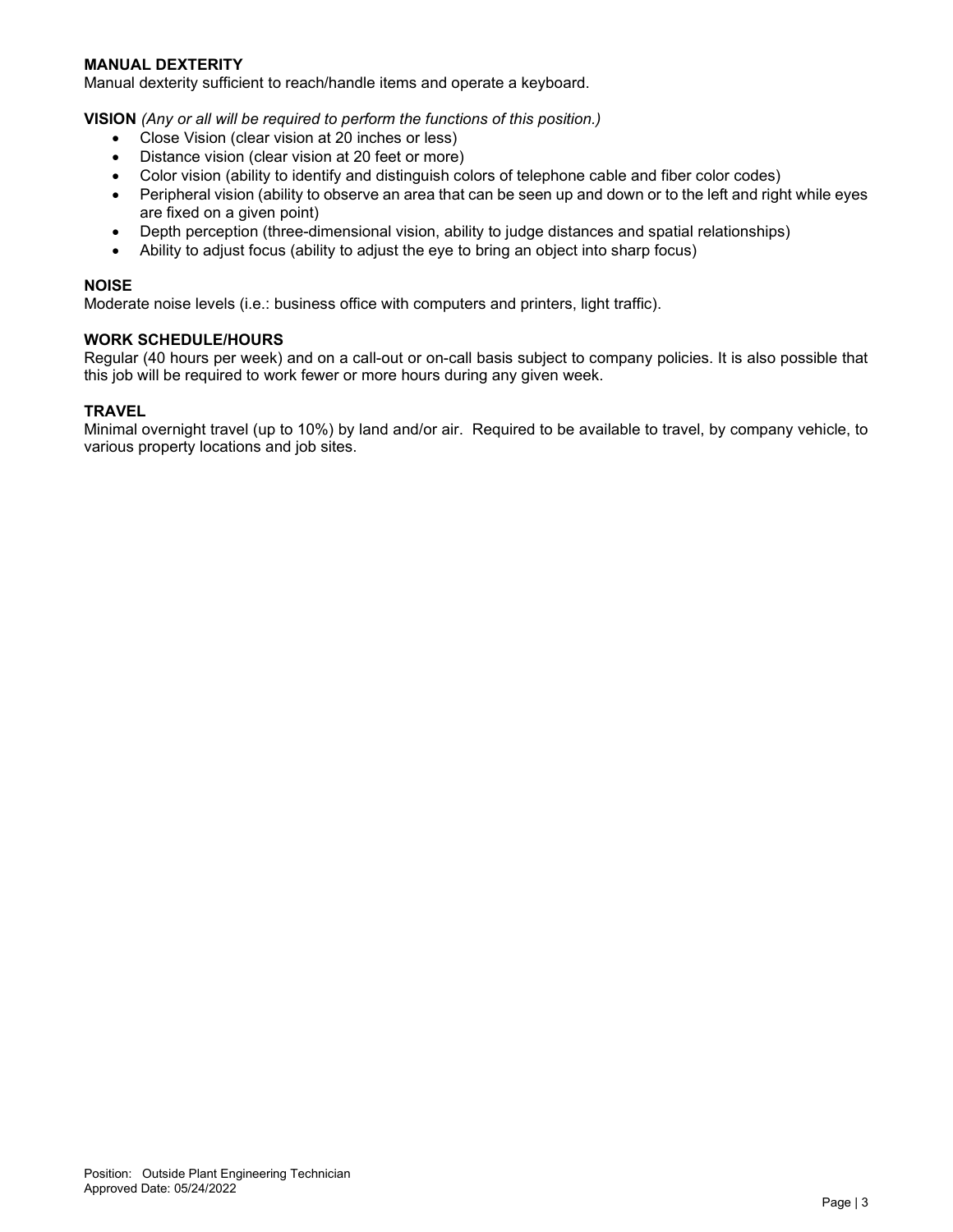**MANUAL DEXTERITY**
Manual dexterity sufficient to reach/handle items and operate a keyboard.

**VISION** *(Any or all will be required to perform the functions of this position.)*

- Close Vision (clear vision at 20 inches or less)
- Distance vision (clear vision at 20 feet or more)
- Color vision (ability to identify and distinguish colors of telephone cable and fiber color codes)
- Peripheral vision (ability to observe an area that can be seen up and down or to the left and right while eyes are fixed on a given point)
- Depth perception (three-dimensional vision, ability to judge distances and spatial relationships)
- Ability to adjust focus (ability to adjust the eye to bring an object into sharp focus)

**NOISE**
Moderate noise levels (i.e.: business office with computers and printers, light traffic).

**WORK SCHEDULE/HOURS**
Regular (40 hours per week) and on a call-out or on-call basis subject to company policies. It is also possible that this job will be required to work fewer or more hours during any given week.

**TRAVEL**
Minimal overnight travel (up to 10%) by land and/or air. Required to be available to travel, by company vehicle, to various property locations and job sites.

Position: Outside Plant Engineering Technician
Approved Date: 05/24/2022